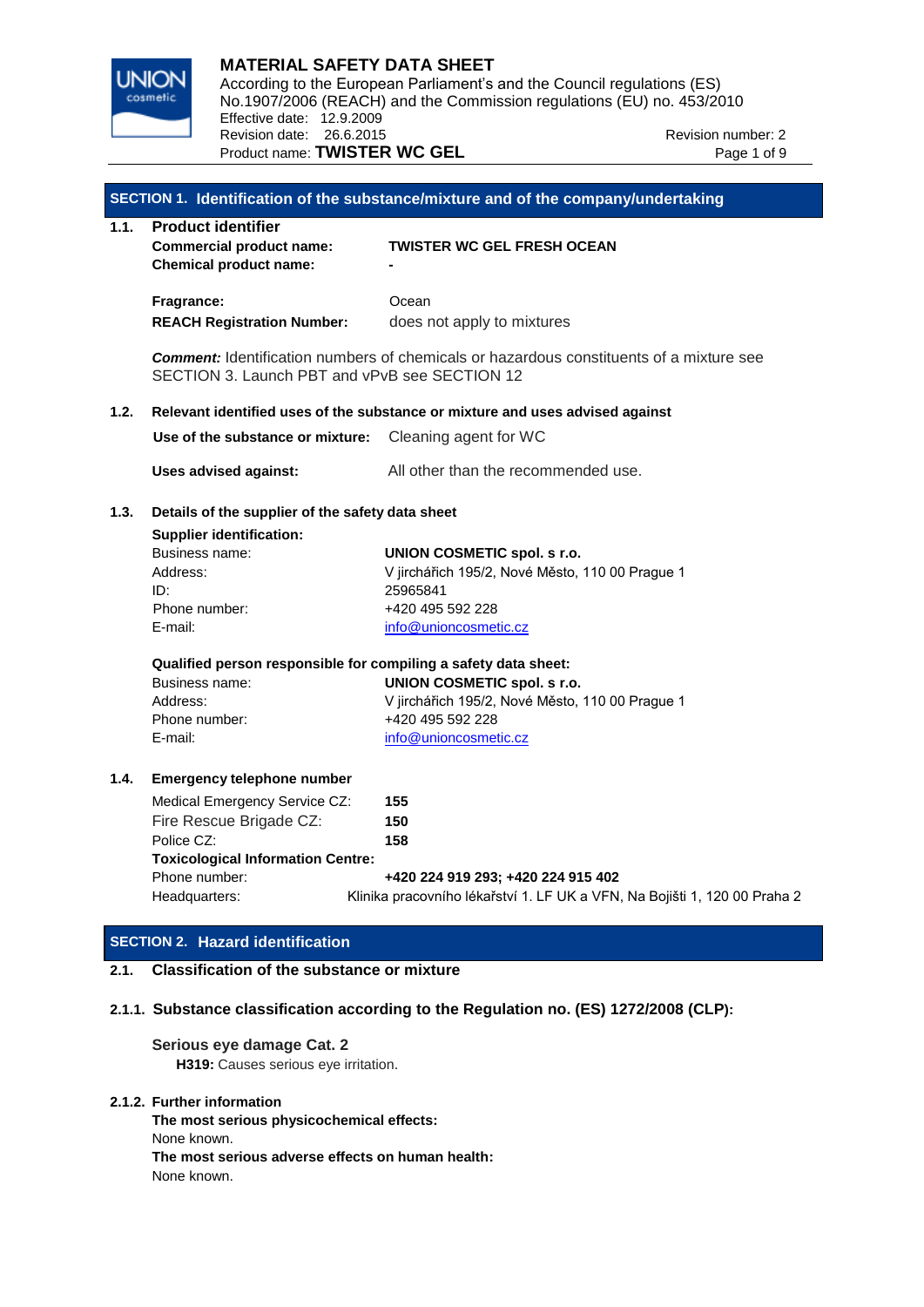# MATERIAL SAFETY DATA SHEET

According to the European Parliament's and the Council regulations (ES) No.1907/2006 (REACH) and the Commission regulations (EU) no. 453/2010

Effective date: 12.9.2009

Revision date: 26.6.2015

Revision number: 2

Product name: **TWISTER WC GEL**

## SECTION 1. Identification of the substance/mixture and of the company/undertaking

### 1.1. Product identifier

**Commercial product name:** **TWISTER WC GEL FRESH OCEAN**

**Chemical product name:** -

**Fragrance:** Ocean

**REACH Registration Number:** does not apply to mixtures

***Comment:*** Identification numbers of chemicals or hazardous constituents of a mixture see SECTION 3. Launch PBT and vPvB see SECTION 12

### 1.2. Relevant identified uses of the substance or mixture and uses advised against

**Use of the substance or mixture:** Cleaning agent for WC

**Uses advised against:** All other than the recommended use.

### 1.3. Details of the supplier of the safety data sheet

**Supplier identification:**

| | |
|---|---|
| Business name: | **UNION COSMETIC spol. s r.o.** |
| Address: | V jirchářich 195/2, Nové Město, 110 00 Prague 1 |
| ID: | 25965841 |
| Phone number: | +420 495 592 228 |
| E-mail: | info@unioncosmetic.cz |

**Qualified person responsible for compiling a safety data sheet:**

| | |
|---|---|
| Business name: | **UNION COSMETIC spol. s r.o.** |
| Address: | V jirchářich 195/2, Nové Město, 110 00 Prague 1 |
| Phone number: | +420 495 592 228 |
| E-mail: | info@unioncosmetic.cz |

### 1.4. Emergency telephone number

| | |
|---|---|
| Medical Emergency Service CZ: | **155** |
| Fire Rescue Brigade CZ: | **150** |
| Police CZ: | **158** |

**Toxicological Information Centre:**

| | |
|---|---|
| Phone number: | **+420 224 919 293; +420 224 915 402** |
| Headquarters: | Klinika pracovního lékařství 1. LF UK a VFN, Na Bojišti 1, 120 00 Praha 2 |

## SECTION 2. Hazard identification

### 2.1. Classification of the substance or mixture

#### 2.1.1. Substance classification according to the Regulation no. (ES) 1272/2008 (CLP):

**Serious eye damage Cat. 2**

**H319:** Causes serious eye irritation.

#### 2.1.2. Further information

**The most serious physicochemical effects:**

None known.

**The most serious adverse effects on human health:**

None known.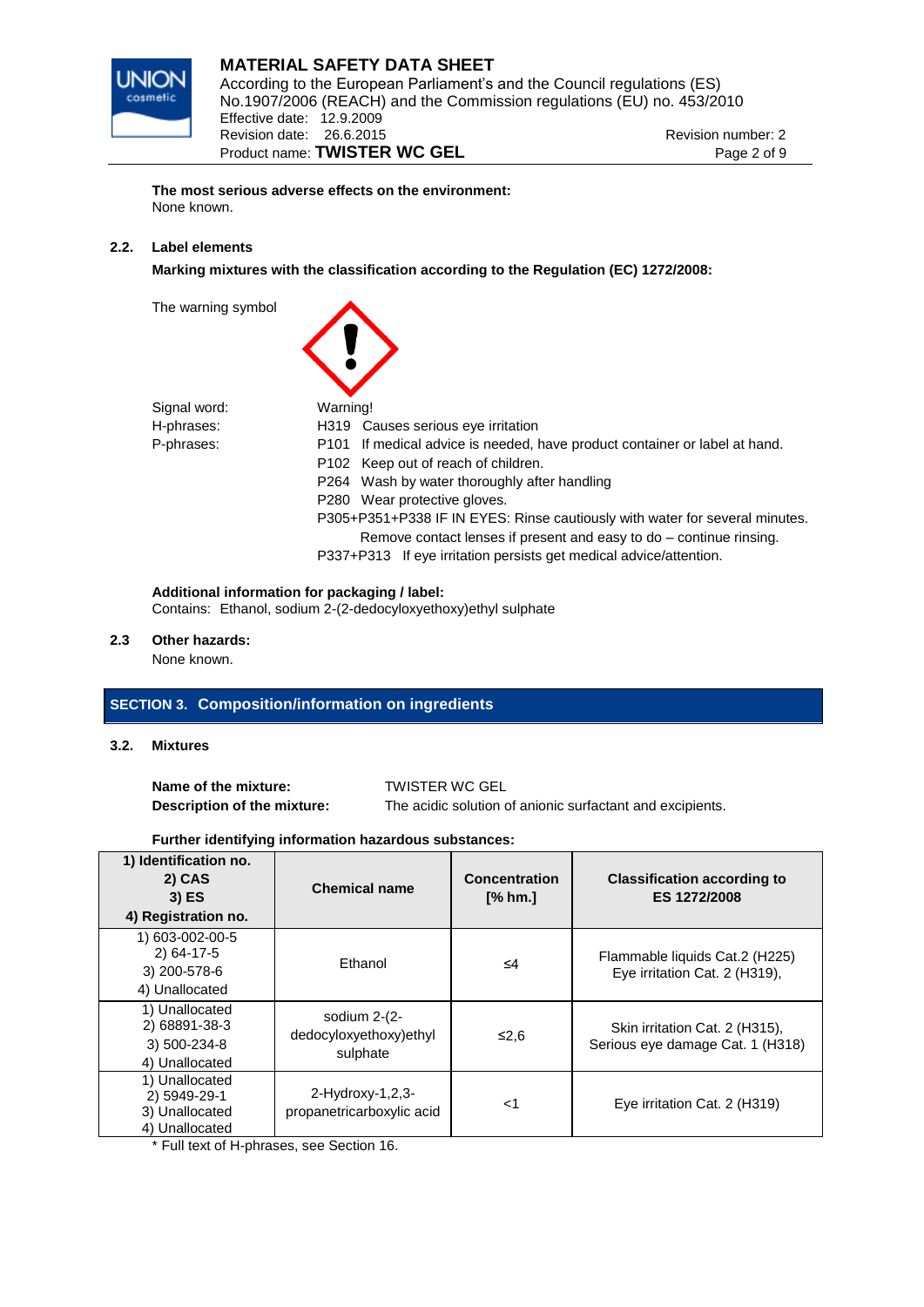**The most serious adverse effects on the environment:**
None known.

### 2.2. Label elements

**Marking mixtures with the classification according to the Regulation (EC) 1272/2008:**

The warning symbol

Signal word: Warning!

H-phrases:
H319 Causes serious eye irritation

P-phrases:
P101 If medical advice is needed, have product container or label at hand.
P102 Keep out of reach of children.
P264 Wash by water thoroughly after handling
P280 Wear protective gloves.
P305+P351+P338 IF IN EYES: Rinse cautiously with water for several minutes. Remove contact lenses if present and easy to do – continue rinsing.
P337+P313 If eye irritation persists get medical advice/attention.

**Additional information for packaging / label:**
Contains: Ethanol, sodium 2-(2-dedocyloxyethoxy)ethyl sulphate

### 2.3 Other hazards:

None known.

## SECTION 3. Composition/information on ingredients

### 3.2. Mixtures

**Name of the mixture:** TWISTER WC GEL
**Description of the mixture:** The acidic solution of anionic surfactant and excipients.

**Further identifying information hazardous substances:**

| 1) Identification no. 2) CAS 3) ES 4) Registration no. | Chemical name | Concentration [% hm.] | Classification according to ES 1272/2008 |
|---|---|---|---|
| 1) 603-002-00-5 2) 64-17-5 3) 200-578-6 4) Unallocated | Ethanol | ≤4 | Flammable liquids Cat.2 (H225) Eye irritation Cat. 2 (H319), |
| 1) Unallocated 2) 68891-38-3 3) 500-234-8 4) Unallocated | sodium 2-(2-dedocyloxyethoxy)ethyl sulphate | ≤2,6 | Skin irritation Cat. 2 (H315), Serious eye damage Cat. 1 (H318) |
| 1) Unallocated 2) 5949-29-1 3) Unallocated 4) Unallocated | 2-Hydroxy-1,2,3-propanetricarboxylic acid | <1 | Eye irritation Cat. 2 (H319) |

* Full text of H-phrases, see Section 16.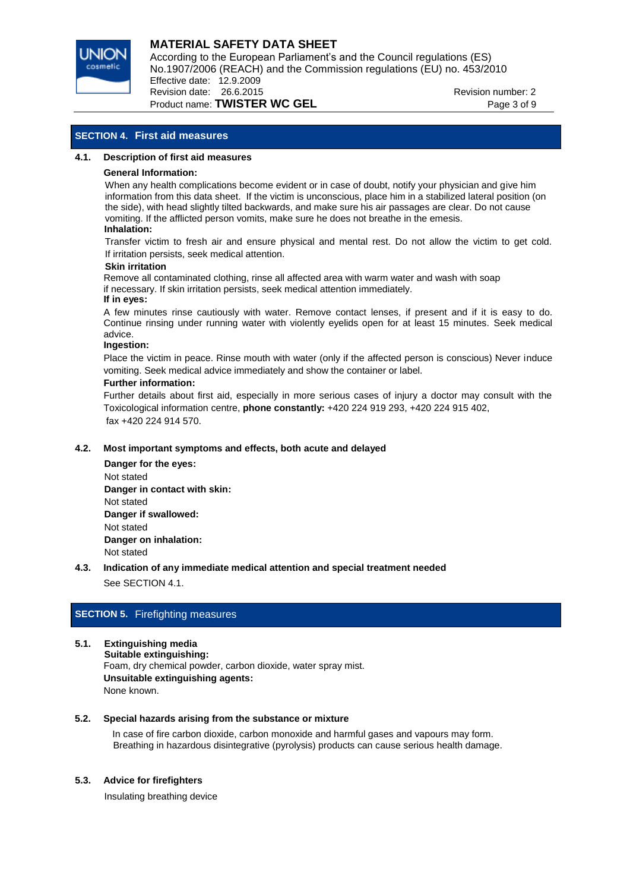## SECTION 4. First aid measures

### 4.1. Description of first aid measures

**General Information:**

When any health complications become evident or in case of doubt, notify your physician and give him information from this data sheet. If the victim is unconscious, place him in a stabilized lateral position (on the side), with head slightly tilted backwards, and make sure his air passages are clear. Do not cause vomiting. If the afflicted person vomits, make sure he does not breathe in the emesis.

**Inhalation:**

Transfer victim to fresh air and ensure physical and mental rest. Do not allow the victim to get cold. If irritation persists, seek medical attention.

**Skin irritation**

Remove all contaminated clothing, rinse all affected area with warm water and wash with soap if necessary. If skin irritation persists, seek medical attention immediately.

**If in eyes:**

A few minutes rinse cautiously with water. Remove contact lenses, if present and if it is easy to do. Continue rinsing under running water with violently eyelids open for at least 15 minutes. Seek medical advice.

**Ingestion:**

Place the victim in peace. Rinse mouth with water (only if the affected person is conscious) Never induce vomiting. Seek medical advice immediately and show the container or label.

**Further information:**

Further details about first aid, especially in more serious cases of injury a doctor may consult with the Toxicological information centre, **phone constantly:** +420 224 919 293, +420 224 915 402, fax +420 224 914 570.

### 4.2. Most important symptoms and effects, both acute and delayed

**Danger for the eyes:**
Not stated

**Danger in contact with skin:**
Not stated

**Danger if swallowed:**
Not stated

**Danger on inhalation:**
Not stated

### 4.3. Indication of any immediate medical attention and special treatment needed

See SECTION 4.1.

## SECTION 5. Firefighting measures

### 5.1. Extinguishing media

**Suitable extinguishing:**
Foam, dry chemical powder, carbon dioxide, water spray mist.

**Unsuitable extinguishing agents:**
None known.

### 5.2. Special hazards arising from the substance or mixture

In case of fire carbon dioxide, carbon monoxide and harmful gases and vapours may form. Breathing in hazardous disintegrative (pyrolysis) products can cause serious health damage.

### 5.3. Advice for firefighters

Insulating breathing device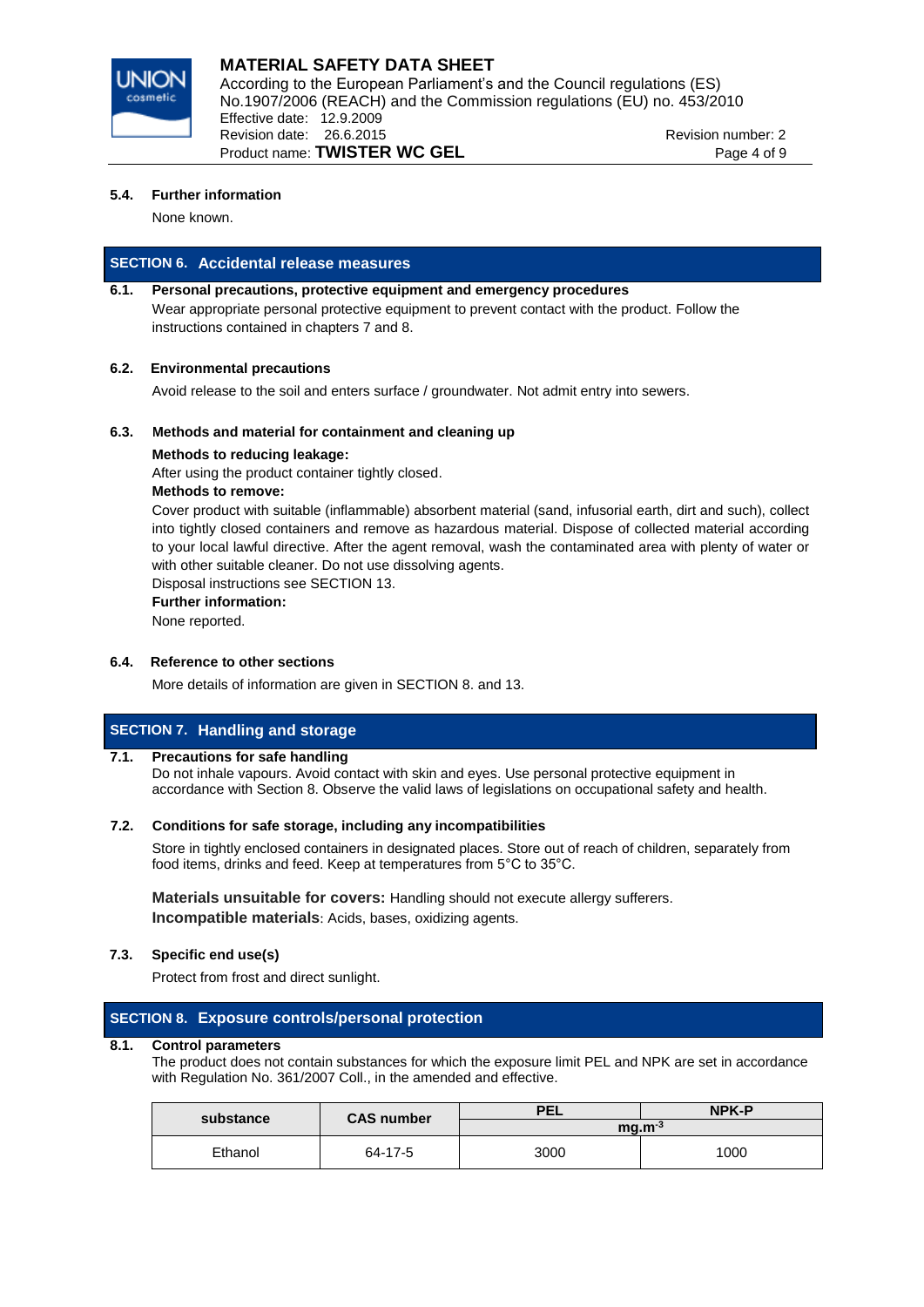**5.4. Further information**

None known.

## SECTION 6. Accidental release measures

**6.1. Personal precautions, protective equipment and emergency procedures**

Wear appropriate personal protective equipment to prevent contact with the product. Follow the instructions contained in chapters 7 and 8.

**6.2. Environmental precautions**

Avoid release to the soil and enters surface / groundwater. Not admit entry into sewers.

**6.3. Methods and material for containment and cleaning up**

**Methods to reducing leakage:**

After using the product container tightly closed.

**Methods to remove:**

Cover product with suitable (inflammable) absorbent material (sand, infusorial earth, dirt and such), collect into tightly closed containers and remove as hazardous material. Dispose of collected material according to your local lawful directive. After the agent removal, wash the contaminated area with plenty of water or with other suitable cleaner. Do not use dissolving agents.

Disposal instructions see SECTION 13.

**Further information:**

None reported.

**6.4. Reference to other sections**

More details of information are given in SECTION 8. and 13.

## SECTION 7. Handling and storage

**7.1. Precautions for safe handling**

Do not inhale vapours. Avoid contact with skin and eyes. Use personal protective equipment in accordance with Section 8. Observe the valid laws of legislations on occupational safety and health.

**7.2. Conditions for safe storage, including any incompatibilities**

Store in tightly enclosed containers in designated places. Store out of reach of children, separately from food items, drinks and feed. Keep at temperatures from 5°C to 35°C.

**Materials unsuitable for covers:** Handling should not execute allergy sufferers.

**Incompatible materials**: Acids, bases, oxidizing agents.

**7.3. Specific end use(s)**

Protect from frost and direct sunlight.

## SECTION 8. Exposure controls/personal protection

**8.1. Control parameters**

The product does not contain substances for which the exposure limit PEL and NPK are set in accordance with Regulation No. 361/2007 Coll., in the amended and effective.

| substance | CAS number | PEL | NPK-P |
|---|---|---|---|
| | | $mg.m^{-3}$ | |
| Ethanol | 64-17-5 | 3000 | 1000 |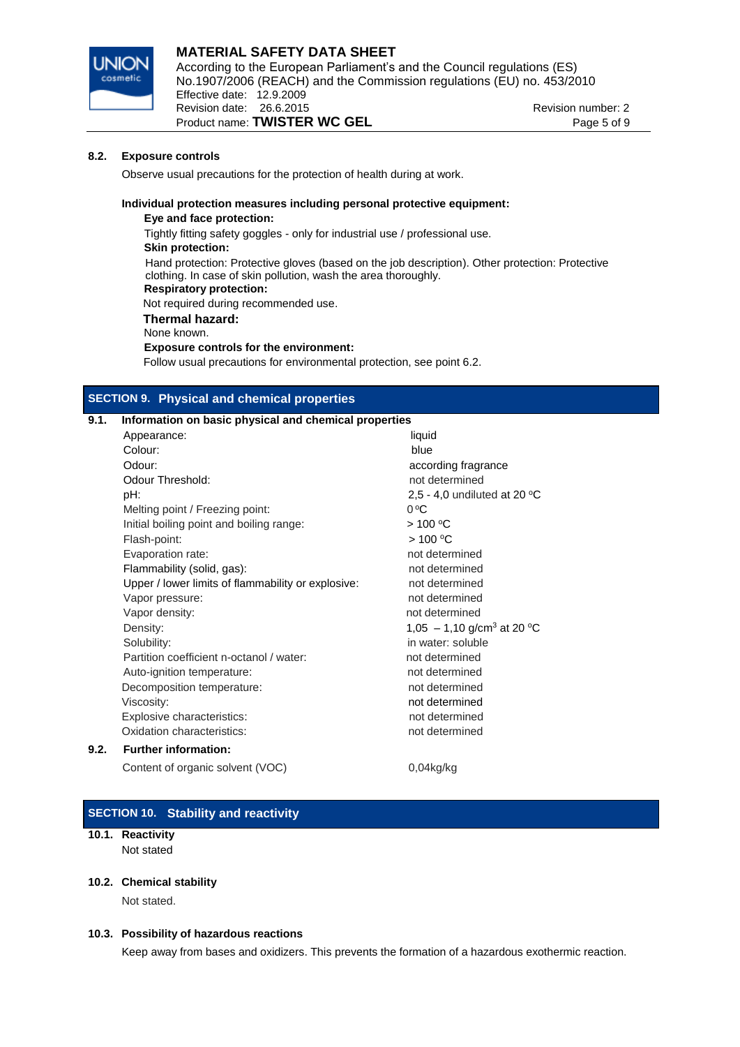**8.2. Exposure controls**

Observe usual precautions for the protection of health during at work.

**Individual protection measures including personal protective equipment:**

**Eye and face protection:**

Tightly fitting safety goggles - only for industrial use / professional use.

**Skin protection:**

Hand protection: Protective gloves (based on the job description). Other protection: Protective clothing. In case of skin pollution, wash the area thoroughly.

**Respiratory protection:**

Not required during recommended use.

**Thermal hazard:**

None known.

**Exposure controls for the environment:**

Follow usual precautions for environmental protection, see point 6.2.

## SECTION 9. Physical and chemical properties

**9.1. Information on basic physical and chemical properties**

| | |
|---|---|
| Appearance: | liquid |
| Colour: | blue |
| Odour: | according fragrance |
| Odour Threshold: | not determined |
| pH: | 2,5 - 4,0 undiluted at 20 °C |
| Melting point / Freezing point: | 0 °C |
| Initial boiling point and boiling range: | > 100 °C |
| Flash-point: | > 100 °C |
| Evaporation rate: | not determined |
| Flammability (solid, gas): | not determined |
| Upper / lower limits of flammability or explosive: | not determined |
| Vapor pressure: | not determined |
| Vapor density: | not determined |
| Density: | 1,05 – 1,10 g/cm$^3$ at 20 °C |
| Solubility: | in water: soluble |
| Partition coefficient n-octanol / water: | not determined |
| Auto-ignition temperature: | not determined |
| Decomposition temperature: | not determined |
| Viscosity: | not determined |
| Explosive characteristics: | not determined |
| Oxidation characteristics: | not determined |

**9.2. Further information:**

| | |
|---|---|
| Content of organic solvent (VOC) | 0,04kg/kg |

## SECTION 10. Stability and reactivity

**10.1. Reactivity**

Not stated

**10.2. Chemical stability**

Not stated.

**10.3. Possibility of hazardous reactions**

Keep away from bases and oxidizers. This prevents the formation of a hazardous exothermic reaction.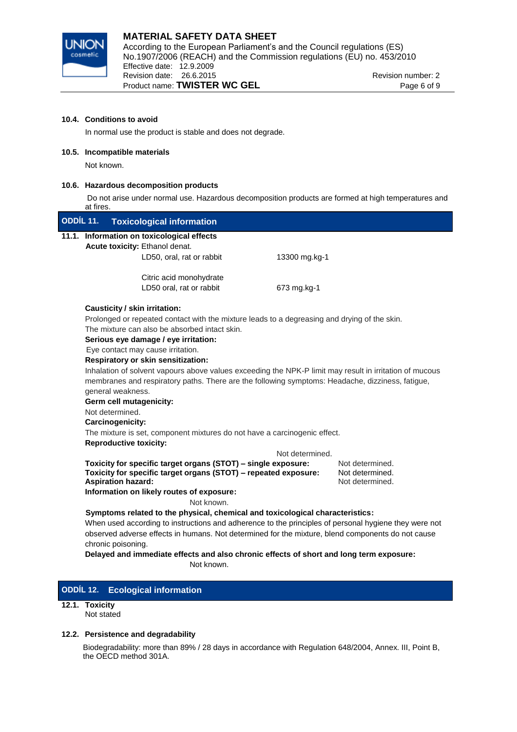#### 10.4. Conditions to avoid

In normal use the product is stable and does not degrade.

#### 10.5. Incompatible materials

Not known.

#### 10.6. Hazardous decomposition products

Do not arise under normal use. Hazardous decomposition products are formed at high temperatures and at fires.

## ODDÍL 11. Toxicological information

### 11.1. Information on toxicological effects

**Acute toxicity:** Ethanol denat.

| | |
|---|---|
| LD50, oral, rat or rabbit | 13300 mg.kg-1 |
| Citric acid monohydrate | |
| LD50 oral, rat or rabbit | 673 mg.kg-1 |

**Causticity / skin irritation:**

Prolonged or repeated contact with the mixture leads to a degreasing and drying of the skin. The mixture can also be absorbed intact skin.

**Serious eye damage / eye irritation:**

Eye contact may cause irritation.

**Respiratory or skin sensitization:**

Inhalation of solvent vapours above values exceeding the NPK-P limit may result in irritation of mucous membranes and respiratory paths. There are the following symptoms: Headache, dizziness, fatigue, general weakness.

**Germ cell mutagenicity:**

Not determined.

**Carcinogenicity:**

The mixture is set, component mixtures do not have a carcinogenic effect.

**Reproductive toxicity:**

Not determined.

**Toxicity for specific target organs (STOT) – single exposure:** Not determined.

**Toxicity for specific target organs (STOT) – repeated exposure:** Not determined.

**Aspiration hazard:** Not determined.

**Information on likely routes of exposure:**

Not known.

**Symptoms related to the physical, chemical and toxicological characteristics:**

When used according to instructions and adherence to the principles of personal hygiene they were not observed adverse effects in humans. Not determined for the mixture, blend components do not cause chronic poisoning.

**Delayed and immediate effects and also chronic effects of short and long term exposure:**

Not known.

## ODDÍL 12. Ecological information

### 12.1. Toxicity

Not stated

### 12.2. Persistence and degradability

Biodegradability: more than 89% / 28 days in accordance with Regulation 648/2004, Annex. III, Point B, the OECD method 301A.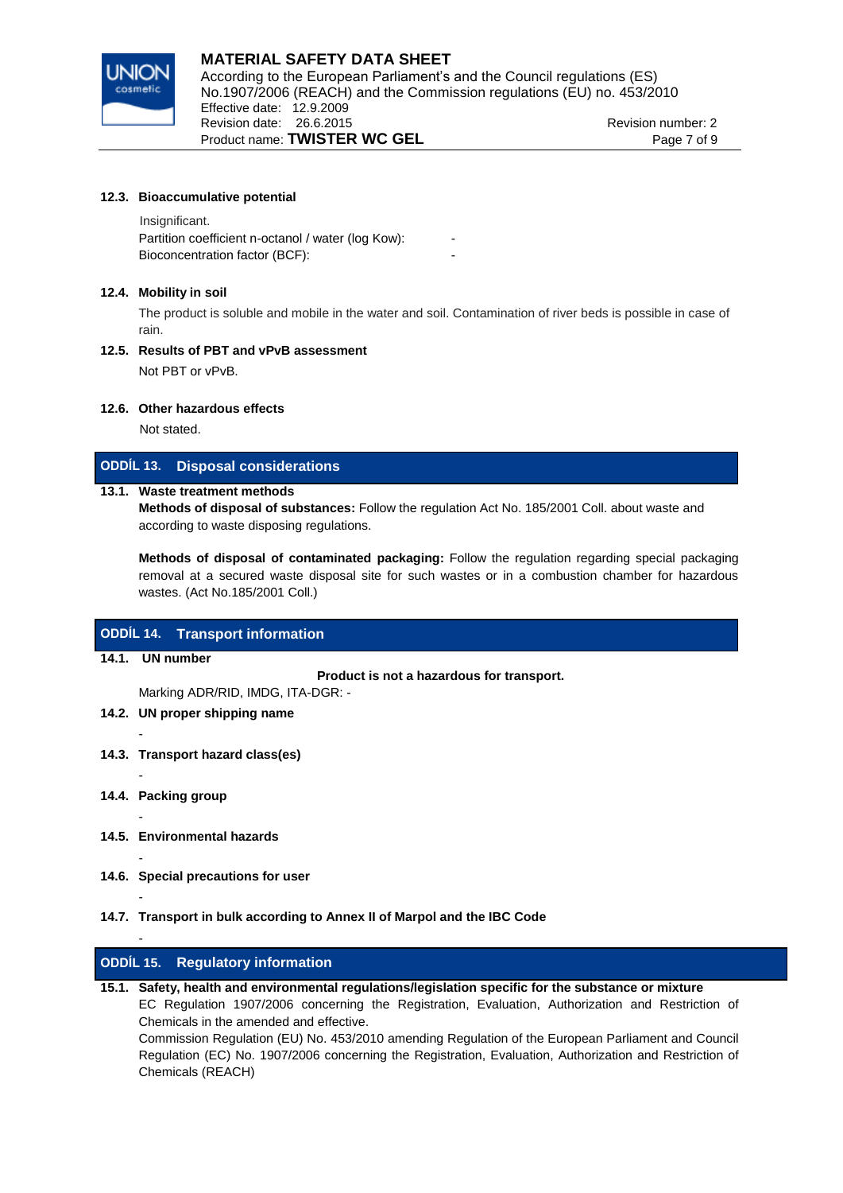### 12.3. Bioaccumulative potential

Insignificant.

Partition coefficient n-octanol / water (log Kow): -

Bioconcentration factor (BCF): -

### 12.4. Mobility in soil

The product is soluble and mobile in the water and soil. Contamination of river beds is possible in case of rain.

### 12.5. Results of PBT and vPvB assessment

Not PBT or vPvB.

### 12.6. Other hazardous effects

Not stated.

## ODDÍL 13. Disposal considerations

### 13.1. Waste treatment methods

**Methods of disposal of substances:** Follow the regulation Act No. 185/2001 Coll. about waste and according to waste disposing regulations.

**Methods of disposal of contaminated packaging:** Follow the regulation regarding special packaging removal at a secured waste disposal site for such wastes or in a combustion chamber for hazardous wastes. (Act No.185/2001 Coll.)

## ODDÍL 14. Transport information

### 14.1. UN number

**Product is not a hazardous for transport.**

Marking ADR/RID, IMDG, ITA-DGR: -

### 14.2. UN proper shipping name

-

### 14.3. Transport hazard class(es)

-

### 14.4. Packing group

-

### 14.5. Environmental hazards

-

### 14.6. Special precautions for user

-

### 14.7. Transport in bulk according to Annex II of Marpol and the IBC Code

-

## ODDÍL 15. Regulatory information

### 15.1. Safety, health and environmental regulations/legislation specific for the substance or mixture

EC Regulation 1907/2006 concerning the Registration, Evaluation, Authorization and Restriction of Chemicals in the amended and effective.

Commission Regulation (EU) No. 453/2010 amending Regulation of the European Parliament and Council Regulation (EC) No. 1907/2006 concerning the Registration, Evaluation, Authorization and Restriction of Chemicals (REACH)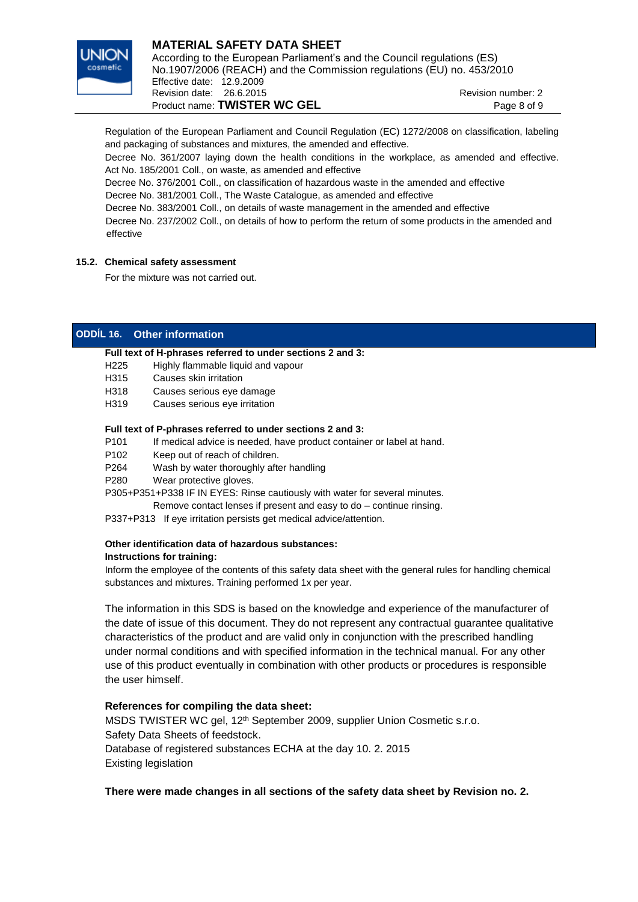Regulation of the European Parliament and Council Regulation (EC) 1272/2008 on classification, labeling and packaging of substances and mixtures, the amended and effective.
Decree No. 361/2007 laying down the health conditions in the workplace, as amended and effective.
Act No. 185/2001 Coll., on waste, as amended and effective
Decree No. 376/2001 Coll., on classification of hazardous waste in the amended and effective
Decree No. 381/2001 Coll., The Waste Catalogue, as amended and effective
Decree No. 383/2001 Coll., on details of waste management in the amended and effective
Decree No. 237/2002 Coll., on details of how to perform the return of some products in the amended and effective

### 15.2. Chemical safety assessment

For the mixture was not carried out.

## ODDÍL 16. Other information

**Full text of H-phrases referred to under sections 2 and 3:**

H225 Highly flammable liquid and vapour
H315 Causes skin irritation
H318 Causes serious eye damage
H319 Causes serious eye irritation

**Full text of P-phrases referred to under sections 2 and 3:**

P101 If medical advice is needed, have product container or label at hand.
P102 Keep out of reach of children.
P264 Wash by water thoroughly after handling
P280 Wear protective gloves.
P305+P351+P338 IF IN EYES: Rinse cautiously with water for several minutes. Remove contact lenses if present and easy to do – continue rinsing.
P337+P313 If eye irritation persists get medical advice/attention.

**Other identification data of hazardous substances:**
**Instructions for training:**

Inform the employee of the contents of this safety data sheet with the general rules for handling chemical substances and mixtures. Training performed 1x per year.

The information in this SDS is based on the knowledge and experience of the manufacturer of the date of issue of this document. They do not represent any contractual guarantee qualitative characteristics of the product and are valid only in conjunction with the prescribed handling under normal conditions and with specified information in the technical manual. For any other use of this product eventually in combination with other products or procedures is responsible the user himself.

**References for compiling the data sheet:**

MSDS TWISTER WC gel, 12th September 2009, supplier Union Cosmetic s.r.o.
Safety Data Sheets of feedstock.
Database of registered substances ECHA at the day 10. 2. 2015
Existing legislation

**There were made changes in all sections of the safety data sheet by Revision no. 2.**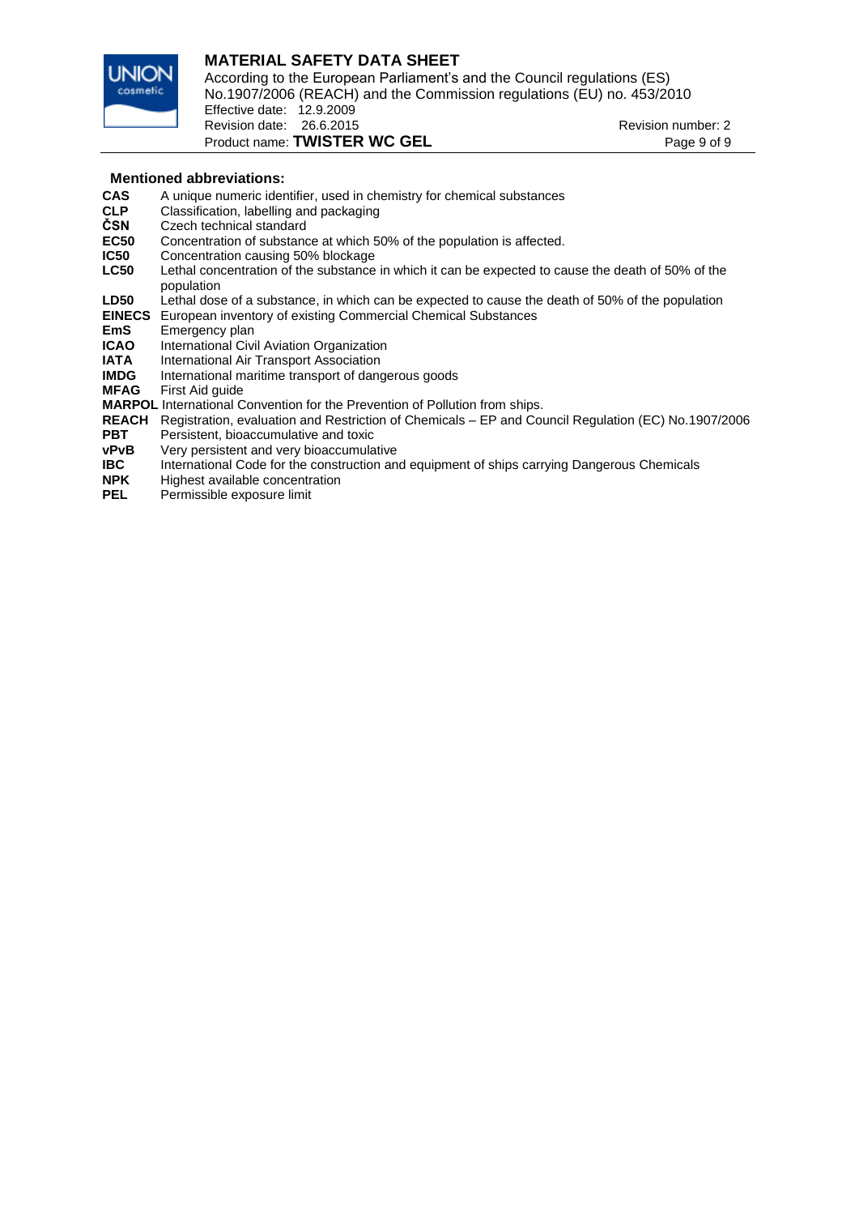### Mentioned abbreviations:

**CAS** A unique numeric identifier, used in chemistry for chemical substances
**CLP** Classification, labelling and packaging
**ČSN** Czech technical standard
**EC50** Concentration of substance at which 50% of the population is affected.
**IC50** Concentration causing 50% blockage
**LC50** Lethal concentration of the substance in which it can be expected to cause the death of 50% of the population
**LD50** Lethal dose of a substance, in which can be expected to cause the death of 50% of the population
**EINECS** European inventory of existing Commercial Chemical Substances
**EmS** Emergency plan
**ICAO** International Civil Aviation Organization
**IATA** International Air Transport Association
**IMDG** International maritime transport of dangerous goods
**MFAG** First Aid guide
**MARPOL** International Convention for the Prevention of Pollution from ships.
**REACH** Registration, evaluation and Restriction of Chemicals – EP and Council Regulation (EC) No.1907/2006
**PBT** Persistent, bioaccumulative and toxic
**vPvB** Very persistent and very bioaccumulative
**IBC** International Code for the construction and equipment of ships carrying Dangerous Chemicals
**NPK** Highest available concentration
**PEL** Permissible exposure limit